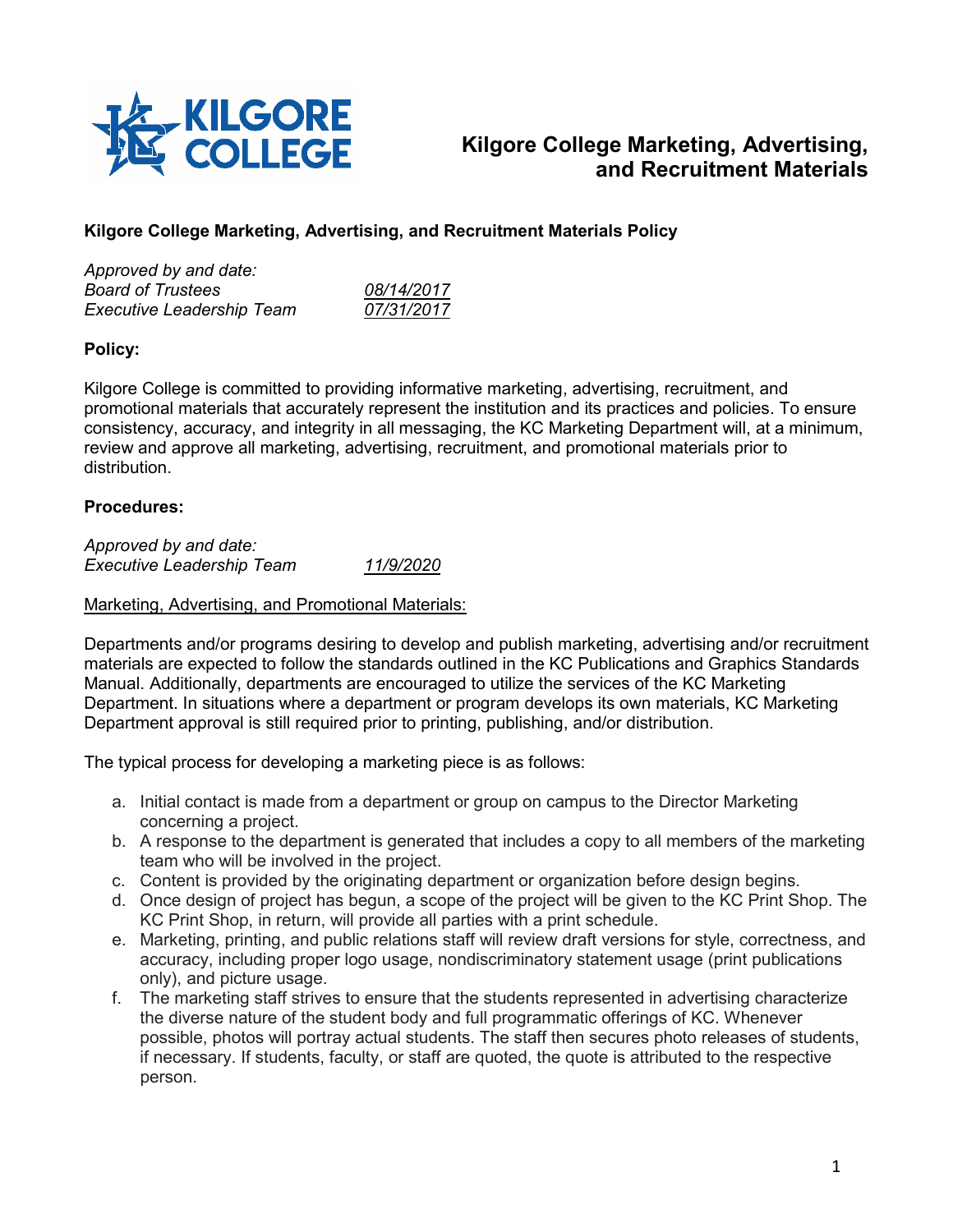# Kilgore College Marketing, Advertising, and Recruitment Materials

**Kilgore College Marketing, Advertising, and Recruitment Materials Policy**

*Approved by and date:*
*Board of Trustees* *08/14/2017*
*Executive Leadership Team* *07/31/2017*

**Policy:**

Kilgore College is committed to providing informative marketing, advertising, recruitment, and promotional materials that accurately represent the institution and its practices and policies. To ensure consistency, accuracy, and integrity in all messaging, the KC Marketing Department will, at a minimum, review and approve all marketing, advertising, recruitment, and promotional materials prior to distribution.

**Procedures:**

*Approved by and date:*
*Executive Leadership Team* *11/9/2020*

Marketing, Advertising, and Promotional Materials:

Departments and/or programs desiring to develop and publish marketing, advertising and/or recruitment materials are expected to follow the standards outlined in the KC Publications and Graphics Standards Manual. Additionally, departments are encouraged to utilize the services of the KC Marketing Department. In situations where a department or program develops its own materials, KC Marketing Department approval is still required prior to printing, publishing, and/or distribution.

The typical process for developing a marketing piece is as follows:

a. Initial contact is made from a department or group on campus to the Director Marketing concerning a project.
b. A response to the department is generated that includes a copy to all members of the marketing team who will be involved in the project.
c. Content is provided by the originating department or organization before design begins.
d. Once design of project has begun, a scope of the project will be given to the KC Print Shop. The KC Print Shop, in return, will provide all parties with a print schedule.
e. Marketing, printing, and public relations staff will review draft versions for style, correctness, and accuracy, including proper logo usage, nondiscriminatory statement usage (print publications only), and picture usage.
f. The marketing staff strives to ensure that the students represented in advertising characterize the diverse nature of the student body and full programmatic offerings of KC. Whenever possible, photos will portray actual students. The staff then secures photo releases of students, if necessary. If students, faculty, or staff are quoted, the quote is attributed to the respective person.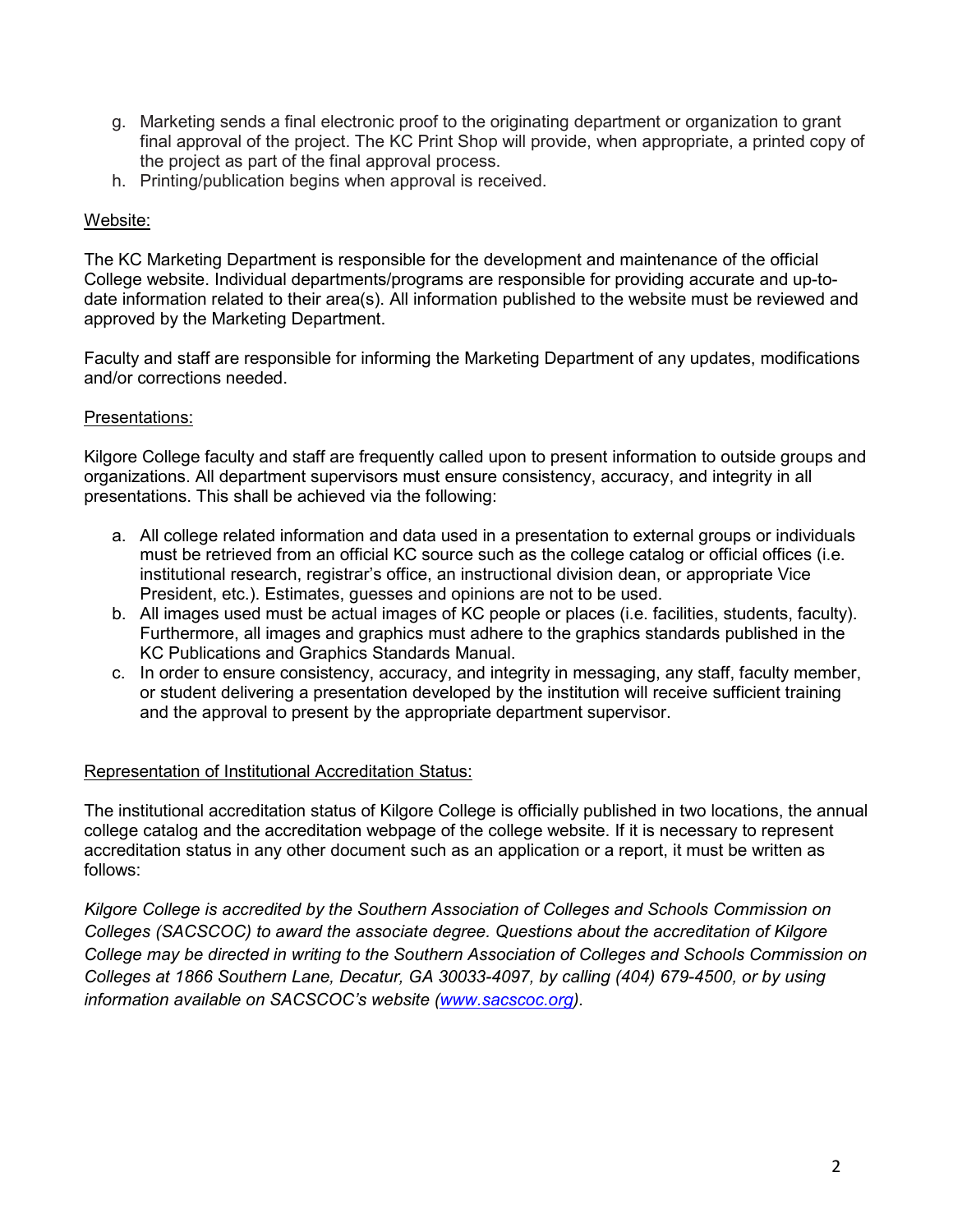g. Marketing sends a final electronic proof to the originating department or organization to grant final approval of the project. The KC Print Shop will provide, when appropriate, a printed copy of the project as part of the final approval process.
h. Printing/publication begins when approval is received.

Website:

The KC Marketing Department is responsible for the development and maintenance of the official College website. Individual departments/programs are responsible for providing accurate and up-to-date information related to their area(s). All information published to the website must be reviewed and approved by the Marketing Department.

Faculty and staff are responsible for informing the Marketing Department of any updates, modifications and/or corrections needed.

Presentations:

Kilgore College faculty and staff are frequently called upon to present information to outside groups and organizations. All department supervisors must ensure consistency, accuracy, and integrity in all presentations. This shall be achieved via the following:

a. All college related information and data used in a presentation to external groups or individuals must be retrieved from an official KC source such as the college catalog or official offices (i.e. institutional research, registrar's office, an instructional division dean, or appropriate Vice President, etc.). Estimates, guesses and opinions are not to be used.
b. All images used must be actual images of KC people or places (i.e. facilities, students, faculty). Furthermore, all images and graphics must adhere to the graphics standards published in the KC Publications and Graphics Standards Manual.
c. In order to ensure consistency, accuracy, and integrity in messaging, any staff, faculty member, or student delivering a presentation developed by the institution will receive sufficient training and the approval to present by the appropriate department supervisor.

Representation of Institutional Accreditation Status:

The institutional accreditation status of Kilgore College is officially published in two locations, the annual college catalog and the accreditation webpage of the college website. If it is necessary to represent accreditation status in any other document such as an application or a report, it must be written as follows:

*Kilgore College is accredited by the Southern Association of Colleges and Schools Commission on Colleges (SACSCOC) to award the associate degree. Questions about the accreditation of Kilgore College may be directed in writing to the Southern Association of Colleges and Schools Commission on Colleges at 1866 Southern Lane, Decatur, GA 30033-4097, by calling (404) 679-4500, or by using information available on SACSCOC's website (www.sacscoc.org).*